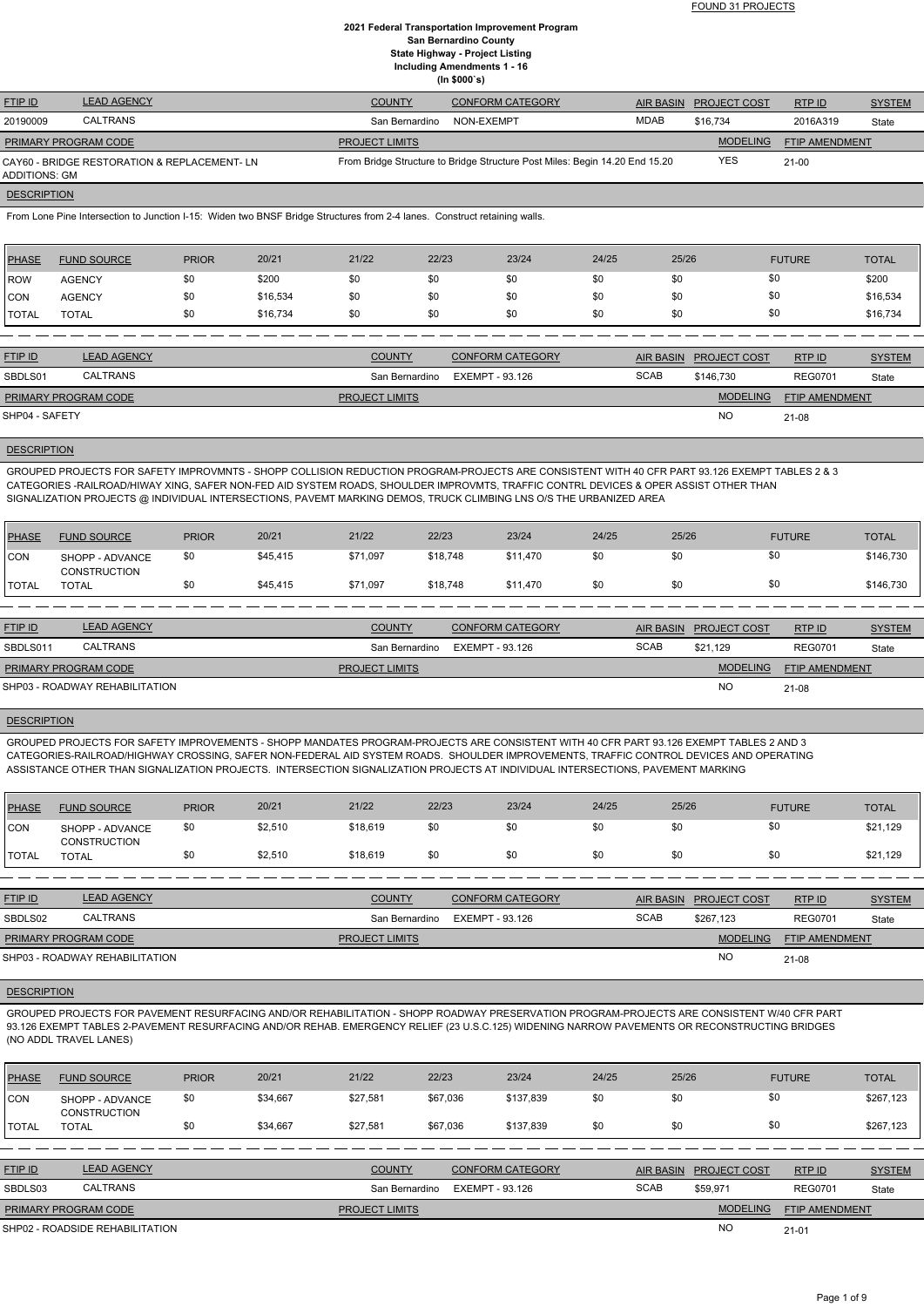FOUND 31 PROJECTS

# 2021 Federal Transportation Improvement Program
## San Bernardino County
## State Highway - Project Listing
## Including Amendments 1 - 16
## (In $000`s)

| FTIP ID | LEAD AGENCY | COUNTY | CONFORM CATEGORY | AIR BASIN | PROJECT COST | RTP ID | SYSTEM |
|---|---|---|---|---|---|---|---|
| 20190009 | CALTRANS | San Bernardino | NON-EXEMPT | MDAB | $16,734 | 2016A319 | State |

| PRIMARY PROGRAM CODE | PROJECT LIMITS | MODELING | FTIP AMENDMENT |
|---|---|---|---|
| CAY60 - BRIDGE RESTORATION & REPLACEMENT- LN ADDITIONS: GM | From Bridge Structure to Bridge Structure Post Miles: Begin 14.20 End 15.20 | YES | 21-00 |

**DESCRIPTION**

From Lone Pine Intersection to Junction I-15: Widen two BNSF Bridge Structures from 2-4 lanes. Construct retaining walls.

| PHASE | FUND SOURCE | PRIOR | 20/21 | 21/22 | 22/23 | 23/24 | 24/25 | 25/26 | FUTURE | TOTAL |
|---|---|---|---|---|---|---|---|---|---|---|
| ROW | AGENCY | $0 | $200 | $0 | $0 | $0 | $0 | $0 | $0 | $200 |
| CON | AGENCY | $0 | $16,534 | $0 | $0 | $0 | $0 | $0 | $0 | $16,534 |
| TOTAL | TOTAL | $0 | $16,734 | $0 | $0 | $0 | $0 | $0 | $0 | $16,734 |

| FTIP ID | LEAD AGENCY | COUNTY | CONFORM CATEGORY | AIR BASIN | PROJECT COST | RTP ID | SYSTEM |
|---|---|---|---|---|---|---|---|
| SBDLS01 | CALTRANS | San Bernardino | EXEMPT - 93.126 | SCAB | $146,730 | REG0701 | State |

| PRIMARY PROGRAM CODE | PROJECT LIMITS | MODELING | FTIP AMENDMENT |
|---|---|---|---|
| SHP04 - SAFETY | | NO | 21-08 |

**DESCRIPTION**

GROUPED PROJECTS FOR SAFETY IMPROVMNTS - SHOPP COLLISION REDUCTION PROGRAM-PROJECTS ARE CONSISTENT WITH 40 CFR PART 93.126 EXEMPT TABLES 2 & 3 CATEGORIES -RAILROAD/HIWAY XING, SAFER NON-FED AID SYSTEM ROADS, SHOULDER IMPROVMTS, TRAFFIC CONTRL DEVICES & OPER ASSIST OTHER THAN SIGNALIZATION PROJECTS @ INDIVIDUAL INTERSECTIONS, PAVEMT MARKING DEMOS, TRUCK CLIMBING LNS O/S THE URBANIZED AREA

| PHASE | FUND SOURCE | PRIOR | 20/21 | 21/22 | 22/23 | 23/24 | 24/25 | 25/26 | FUTURE | TOTAL |
|---|---|---|---|---|---|---|---|---|---|---|
| CON | SHOPP - ADVANCE CONSTRUCTION | $0 | $45,415 | $71,097 | $18,748 | $11,470 | $0 | $0 | $0 | $146,730 |
| TOTAL | TOTAL | $0 | $45,415 | $71,097 | $18,748 | $11,470 | $0 | $0 | $0 | $146,730 |

| FTIP ID | LEAD AGENCY | COUNTY | CONFORM CATEGORY | AIR BASIN | PROJECT COST | RTP ID | SYSTEM |
|---|---|---|---|---|---|---|---|
| SBDLS011 | CALTRANS | San Bernardino | EXEMPT - 93.126 | SCAB | $21,129 | REG0701 | State |

| PRIMARY PROGRAM CODE | PROJECT LIMITS | MODELING | FTIP AMENDMENT |
|---|---|---|---|
| SHP03 - ROADWAY REHABILITATION | | NO | 21-08 |

**DESCRIPTION**

GROUPED PROJECTS FOR SAFETY IMPROVEMENTS - SHOPP MANDATES PROGRAM-PROJECTS ARE CONSISTENT WITH 40 CFR PART 93.126 EXEMPT TABLES 2 AND 3 CATEGORIES-RAILROAD/HIGHWAY CROSSING, SAFER NON-FEDERAL AID SYSTEM ROADS. SHOULDER IMPROVEMENTS, TRAFFIC CONTROL DEVICES AND OPERATING ASSISTANCE OTHER THAN SIGNALIZATION PROJECTS. INTERSECTION SIGNALIZATION PROJECTS AT INDIVIDUAL INTERSECTIONS, PAVEMENT MARKING

| PHASE | FUND SOURCE | PRIOR | 20/21 | 21/22 | 22/23 | 23/24 | 24/25 | 25/26 | FUTURE | TOTAL |
|---|---|---|---|---|---|---|---|---|---|---|
| CON | SHOPP - ADVANCE CONSTRUCTION | $0 | $2,510 | $18,619 | $0 | $0 | $0 | $0 | $0 | $21,129 |
| TOTAL | TOTAL | $0 | $2,510 | $18,619 | $0 | $0 | $0 | $0 | $0 | $21,129 |

| FTIP ID | LEAD AGENCY | COUNTY | CONFORM CATEGORY | AIR BASIN | PROJECT COST | RTP ID | SYSTEM |
|---|---|---|---|---|---|---|---|
| SBDLS02 | CALTRANS | San Bernardino | EXEMPT - 93.126 | SCAB | $267,123 | REG0701 | State |

| PRIMARY PROGRAM CODE | PROJECT LIMITS | MODELING | FTIP AMENDMENT |
|---|---|---|---|
| SHP03 - ROADWAY REHABILITATION | | NO | 21-08 |

**DESCRIPTION**

GROUPED PROJECTS FOR PAVEMENT RESURFACING AND/OR REHABILITATION - SHOPP ROADWAY PRESERVATION PROGRAM-PROJECTS ARE CONSISTENT W/40 CFR PART 93.126 EXEMPT TABLES 2-PAVEMENT RESURFACING AND/OR REHAB. EMERGENCY RELIEF (23 U.S.C.125) WIDENING NARROW PAVEMENTS OR RECONSTRUCTING BRIDGES (NO ADDL TRAVEL LANES)

| PHASE | FUND SOURCE | PRIOR | 20/21 | 21/22 | 22/23 | 23/24 | 24/25 | 25/26 | FUTURE | TOTAL |
|---|---|---|---|---|---|---|---|---|---|---|
| CON | SHOPP - ADVANCE CONSTRUCTION | $0 | $34,667 | $27,581 | $67,036 | $137,839 | $0 | $0 | $0 | $267,123 |
| TOTAL | TOTAL | $0 | $34,667 | $27,581 | $67,036 | $137,839 | $0 | $0 | $0 | $267,123 |

| FTIP ID | LEAD AGENCY | COUNTY | CONFORM CATEGORY | AIR BASIN | PROJECT COST | RTP ID | SYSTEM |
|---|---|---|---|---|---|---|---|
| SBDLS03 | CALTRANS | San Bernardino | EXEMPT - 93.126 | SCAB | $59,971 | REG0701 | State |

| PRIMARY PROGRAM CODE | PROJECT LIMITS | MODELING | FTIP AMENDMENT |
|---|---|---|---|
| SHP02 - ROADSIDE REHABILITATION | | NO | 21-01 |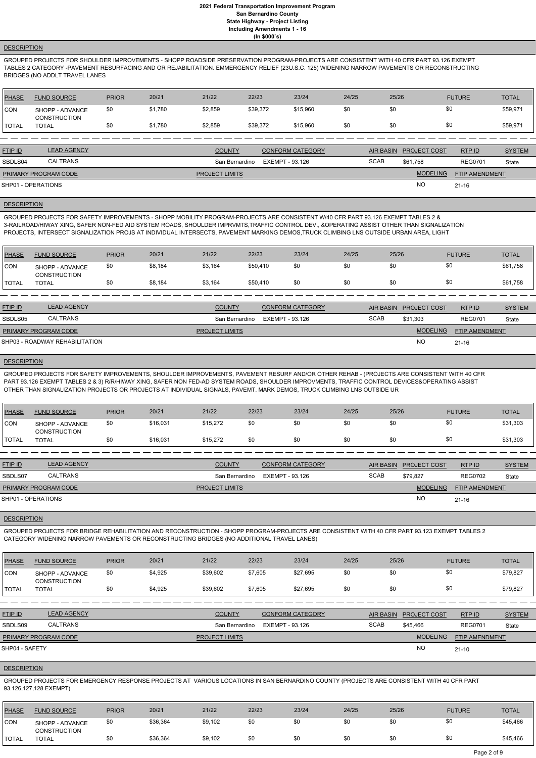**2021 Federal Transportation Improvement Program**
**San Bernardino County**
**State Highway - Project Listing**
**Including Amendments 1 - 16**
**(In $000`s)**

**DESCRIPTION**

GROUPED PROJECTS FOR SHOULDER IMPROVEMENTS - SHOPP ROADSIDE PRESERVATION PROGRAM-PROJECTS ARE CONSISTENT WITH 40 CFR PART 93.126 EXEMPT TABLES 2 CATEGORY -PAVEMENT RESURFACING AND OR REJABILITATION. EMMERGENCY RELIEF (23U.S.C. 125) WIDENING NARROW PAVEMENTS OR RECONSTRUCTING BRIDGES (NO ADDLT TRAVEL LANES

| PHASE | FUND SOURCE | PRIOR | 20/21 | 21/22 | 22/23 | 23/24 | 24/25 | 25/26 | FUTURE | TOTAL |
|---|---|---|---|---|---|---|---|---|---|---|
| CON | SHOPP - ADVANCE CONSTRUCTION | $0 | $1,780 | $2,859 | $39,372 | $15,960 | $0 | $0 | $0 | $59,971 |
| TOTAL | TOTAL | $0 | $1,780 | $2,859 | $39,372 | $15,960 | $0 | $0 | $0 | $59,971 |

| FTIP ID | LEAD AGENCY | COUNTY | CONFORM CATEGORY | AIR BASIN | PROJECT COST | RTP ID | SYSTEM |
|---|---|---|---|---|---|---|---|
| SBDLS04 | CALTRANS | San Bernardino | EXEMPT - 93.126 | SCAB | $61,758 | REG0701 | State |

| PRIMARY PROGRAM CODE | PROJECT LIMITS | MODELING | FTIP AMENDMENT |
|---|---|---|---|
| SHP01 - OPERATIONS | | NO | 21-16 |

**DESCRIPTION**

GROUPED PROJECTS FOR SAFETY IMPROVEMENTS - SHOPP MOBILITY PROGRAM-PROJECTS ARE CONSISTENT W/40 CFR PART 93.126 EXEMPT TABLES 2 & 3-RAILROAD/HIWAY XING, SAFER NON-FED AID SYSTEM ROADS, SHOULDER IMPRVMTS,TRAFFIC CONTROL DEV., &OPERATING ASSIST OTHER THAN SIGNALIZATION PROJECTS, INTERSECT SIGNALIZATION PROJS AT INDIVIDUAL INTERSECTS, PAVEMENT MARKING DEMOS,TRUCK CLIMBING LNS OUTSIDE URBAN AREA, LIGHT

| PHASE | FUND SOURCE | PRIOR | 20/21 | 21/22 | 22/23 | 23/24 | 24/25 | 25/26 | FUTURE | TOTAL |
|---|---|---|---|---|---|---|---|---|---|---|
| CON | SHOPP - ADVANCE CONSTRUCTION | $0 | $8,184 | $3,164 | $50,410 | $0 | $0 | $0 | $0 | $61,758 |
| TOTAL | TOTAL | $0 | $8,184 | $3,164 | $50,410 | $0 | $0 | $0 | $0 | $61,758 |

| FTIP ID | LEAD AGENCY | COUNTY | CONFORM CATEGORY | AIR BASIN | PROJECT COST | RTP ID | SYSTEM |
|---|---|---|---|---|---|---|---|
| SBDLS05 | CALTRANS | San Bernardino | EXEMPT - 93.126 | SCAB | $31,303 | REG0701 | State |

| PRIMARY PROGRAM CODE | PROJECT LIMITS | MODELING | FTIP AMENDMENT |
|---|---|---|---|
| SHP03 - ROADWAY REHABILITATION | | NO | 21-16 |

**DESCRIPTION**

GROUPED PROJECTS FOR SAFETY IMPROVEMENTS, SHOULDER IMPROVEMENTS, PAVEMENT RESURF AND/OR OTHER REHAB - (PROJECTS ARE CONSISTENT WITH 40 CFR PART 93.126 EXEMPT TABLES 2 & 3) R/R/HIWAY XING, SAFER NON FED-AD SYSTEM ROADS, SHOULDER IMPROVMENTS, TRAFFIC CONTROL DEVICES&OPERATING ASSIST OTHER THAN SIGNALIZATION PROJECTS OR PROJECTS AT INDIVIDUAL SIGNALS, PAVEMT. MARK DEMOS, TRUCK CLIMBING LNS OUTSIDE UR

| PHASE | FUND SOURCE | PRIOR | 20/21 | 21/22 | 22/23 | 23/24 | 24/25 | 25/26 | FUTURE | TOTAL |
|---|---|---|---|---|---|---|---|---|---|---|
| CON | SHOPP - ADVANCE CONSTRUCTION | $0 | $16,031 | $15,272 | $0 | $0 | $0 | $0 | $0 | $31,303 |
| TOTAL | TOTAL | $0 | $16,031 | $15,272 | $0 | $0 | $0 | $0 | $0 | $31,303 |

| FTIP ID | LEAD AGENCY | COUNTY | CONFORM CATEGORY | AIR BASIN | PROJECT COST | RTP ID | SYSTEM |
|---|---|---|---|---|---|---|---|
| SBDLS07 | CALTRANS | San Bernardino | EXEMPT - 93.126 | SCAB | $79,827 | REG0702 | State |

| PRIMARY PROGRAM CODE | PROJECT LIMITS | MODELING | FTIP AMENDMENT |
|---|---|---|---|
| SHP01 - OPERATIONS | | NO | 21-16 |

**DESCRIPTION**

GROUPED PROJECTS FOR BRIDGE REHABILITATION AND RECONSTRUCTION - SHOPP PROGRAM-PROJECTS ARE CONSISTENT WITH 40 CFR PART 93.123 EXEMPT TABLES 2 CATEGORY WIDENING NARROW PAVEMENTS OR RECONSTRUCTING BRIDGES (NO ADDITIONAL TRAVEL LANES)

| PHASE | FUND SOURCE | PRIOR | 20/21 | 21/22 | 22/23 | 23/24 | 24/25 | 25/26 | FUTURE | TOTAL |
|---|---|---|---|---|---|---|---|---|---|---|
| CON | SHOPP - ADVANCE CONSTRUCTION | $0 | $4,925 | $39,602 | $7,605 | $27,695 | $0 | $0 | $0 | $79,827 |
| TOTAL | TOTAL | $0 | $4,925 | $39,602 | $7,605 | $27,695 | $0 | $0 | $0 | $79,827 |

| FTIP ID | LEAD AGENCY | COUNTY | CONFORM CATEGORY | AIR BASIN | PROJECT COST | RTP ID | SYSTEM |
|---|---|---|---|---|---|---|---|
| SBDLS09 | CALTRANS | San Bernardino | EXEMPT - 93.126 | SCAB | $45,466 | REG0701 | State |

| PRIMARY PROGRAM CODE | PROJECT LIMITS | MODELING | FTIP AMENDMENT |
|---|---|---|---|
| SHP04 - SAFETY | | NO | 21-10 |

**DESCRIPTION**

GROUPED PROJECTS FOR EMERGENCY RESPONSE PROJECTS AT VARIOUS LOCATIONS IN SAN BERNARDINO COUNTY (PROJECTS ARE CONSISTENT WITH 40 CFR PART 93.126,127,128 EXEMPT)

| PHASE | FUND SOURCE | PRIOR | 20/21 | 21/22 | 22/23 | 23/24 | 24/25 | 25/26 | FUTURE | TOTAL |
|---|---|---|---|---|---|---|---|---|---|---|
| CON | SHOPP - ADVANCE CONSTRUCTION | $0 | $36,364 | $9,102 | $0 | $0 | $0 | $0 | $0 | $45,466 |
| TOTAL | TOTAL | $0 | $36,364 | $9,102 | $0 | $0 | $0 | $0 | $0 | $45,466 |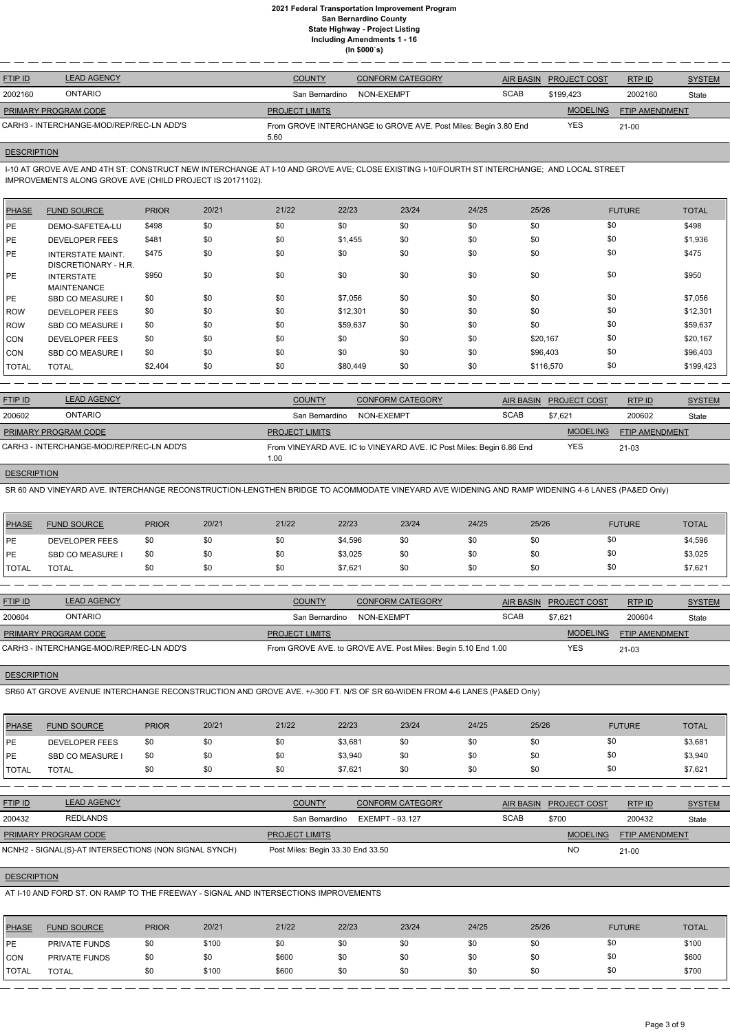# 2021 Federal Transportation Improvement Program
## San Bernardino County
## State Highway - Project Listing
## Including Amendments 1 - 16
## (In $000`s)

| FTIP ID | LEAD AGENCY | COUNTY | CONFORM CATEGORY | AIR BASIN | PROJECT COST | RTP ID | SYSTEM |
|---|---|---|---|---|---|---|---|
| 2002160 | ONTARIO | San Bernardino | NON-EXEMPT | SCAB | $199,423 | 2002160 | State |

| PRIMARY PROGRAM CODE | PROJECT LIMITS | MODELING | FTIP AMENDMENT |
|---|---|---|---|
| CARH3 - INTERCHANGE-MOD/REP/REC-LN ADD'S | From GROVE INTERCHANGE to GROVE AVE. Post Miles: Begin 3.80 End 5.60 | YES | 21-00 |

**DESCRIPTION**

I-10 AT GROVE AVE AND 4TH ST: CONSTRUCT NEW INTERCHANGE AT I-10 AND GROVE AVE; CLOSE EXISTING I-10/FOURTH ST INTERCHANGE; AND LOCAL STREET IMPROVEMENTS ALONG GROVE AVE (CHILD PROJECT IS 20171102).

| PHASE | FUND SOURCE | PRIOR | 20/21 | 21/22 | 22/23 | 23/24 | 24/25 | 25/26 | FUTURE | TOTAL |
|---|---|---|---|---|---|---|---|---|---|---|
| PE | DEMO-SAFETEA-LU | $498 | $0 | $0 | $0 | $0 | $0 | $0 | $0 | $498 |
| PE | DEVELOPER FEES | $481 | $0 | $0 | $1,455 | $0 | $0 | $0 | $0 | $1,936 |
| PE | INTERSTATE MAINT. DISCRETIONARY - H.R. | $475 | $0 | $0 | $0 | $0 | $0 | $0 | $0 | $475 |
| PE | INTERSTATE MAINTENANCE | $950 | $0 | $0 | $0 | $0 | $0 | $0 | $0 | $950 |
| PE | SBD CO MEASURE I | $0 | $0 | $0 | $7,056 | $0 | $0 | $0 | $0 | $7,056 |
| ROW | DEVELOPER FEES | $0 | $0 | $0 | $12,301 | $0 | $0 | $0 | $0 | $12,301 |
| ROW | SBD CO MEASURE I | $0 | $0 | $0 | $59,637 | $0 | $0 | $0 | $0 | $59,637 |
| CON | DEVELOPER FEES | $0 | $0 | $0 | $0 | $0 | $0 | $20,167 | $0 | $20,167 |
| CON | SBD CO MEASURE I | $0 | $0 | $0 | $0 | $0 | $0 | $96,403 | $0 | $96,403 |
| TOTAL | TOTAL | $2,404 | $0 | $0 | $80,449 | $0 | $0 | $116,570 | $0 | $199,423 |

| FTIP ID | LEAD AGENCY | COUNTY | CONFORM CATEGORY | AIR BASIN | PROJECT COST | RTP ID | SYSTEM |
|---|---|---|---|---|---|---|---|
| 200602 | ONTARIO | San Bernardino | NON-EXEMPT | SCAB | $7,621 | 200602 | State |

| PRIMARY PROGRAM CODE | PROJECT LIMITS | MODELING | FTIP AMENDMENT |
|---|---|---|---|
| CARH3 - INTERCHANGE-MOD/REP/REC-LN ADD'S | From VINEYARD AVE. IC to VINEYARD AVE. IC Post Miles: Begin 6.86 End 1.00 | YES | 21-03 |

**DESCRIPTION**

SR 60 AND VINEYARD AVE. INTERCHANGE RECONSTRUCTION-LENGTHEN BRIDGE TO ACOMMODATE VINEYARD AVE WIDENING AND RAMP WIDENING 4-6 LANES (PA&ED Only)

| PHASE | FUND SOURCE | PRIOR | 20/21 | 21/22 | 22/23 | 23/24 | 24/25 | 25/26 | FUTURE | TOTAL |
|---|---|---|---|---|---|---|---|---|---|---|
| PE | DEVELOPER FEES | $0 | $0 | $0 | $4,596 | $0 | $0 | $0 | $0 | $4,596 |
| PE | SBD CO MEASURE I | $0 | $0 | $0 | $3,025 | $0 | $0 | $0 | $0 | $3,025 |
| TOTAL | TOTAL | $0 | $0 | $0 | $7,621 | $0 | $0 | $0 | $0 | $7,621 |

| FTIP ID | LEAD AGENCY | COUNTY | CONFORM CATEGORY | AIR BASIN | PROJECT COST | RTP ID | SYSTEM |
|---|---|---|---|---|---|---|---|
| 200604 | ONTARIO | San Bernardino | NON-EXEMPT | SCAB | $7,621 | 200604 | State |

| PRIMARY PROGRAM CODE | PROJECT LIMITS | MODELING | FTIP AMENDMENT |
|---|---|---|---|
| CARH3 - INTERCHANGE-MOD/REP/REC-LN ADD'S | From GROVE AVE. to GROVE AVE. Post Miles: Begin 5.10 End 1.00 | YES | 21-03 |

**DESCRIPTION**

SR60 AT GROVE AVENUE INTERCHANGE RECONSTRUCTION AND GROVE AVE. +/-300 FT. N/S OF SR 60-WIDEN FROM 4-6 LANES (PA&ED Only)

| PHASE | FUND SOURCE | PRIOR | 20/21 | 21/22 | 22/23 | 23/24 | 24/25 | 25/26 | FUTURE | TOTAL |
|---|---|---|---|---|---|---|---|---|---|---|
| PE | DEVELOPER FEES | $0 | $0 | $0 | $3,681 | $0 | $0 | $0 | $0 | $3,681 |
| PE | SBD CO MEASURE I | $0 | $0 | $0 | $3,940 | $0 | $0 | $0 | $0 | $3,940 |
| TOTAL | TOTAL | $0 | $0 | $0 | $7,621 | $0 | $0 | $0 | $0 | $7,621 |

| FTIP ID | LEAD AGENCY | COUNTY | CONFORM CATEGORY | AIR BASIN | PROJECT COST | RTP ID | SYSTEM |
|---|---|---|---|---|---|---|---|
| 200432 | REDLANDS | San Bernardino | EXEMPT - 93.127 | SCAB | $700 | 200432 | State |

| PRIMARY PROGRAM CODE | PROJECT LIMITS | MODELING | FTIP AMENDMENT |
|---|---|---|---|
| NCNH2 - SIGNAL(S)-AT INTERSECTIONS (NON SIGNAL SYNCH) | Post Miles: Begin 33.30 End 33.50 | NO | 21-00 |

**DESCRIPTION**

AT I-10 AND FORD ST. ON RAMP TO THE FREEWAY - SIGNAL AND INTERSECTIONS IMPROVEMENTS

| PHASE | FUND SOURCE | PRIOR | 20/21 | 21/22 | 22/23 | 23/24 | 24/25 | 25/26 | FUTURE | TOTAL |
|---|---|---|---|---|---|---|---|---|---|---|
| PE | PRIVATE FUNDS | $0 | $100 | $0 | $0 | $0 | $0 | $0 | $0 | $100 |
| CON | PRIVATE FUNDS | $0 | $0 | $600 | $0 | $0 | $0 | $0 | $0 | $600 |
| TOTAL | TOTAL | $0 | $100 | $600 | $0 | $0 | $0 | $0 | $0 | $700 |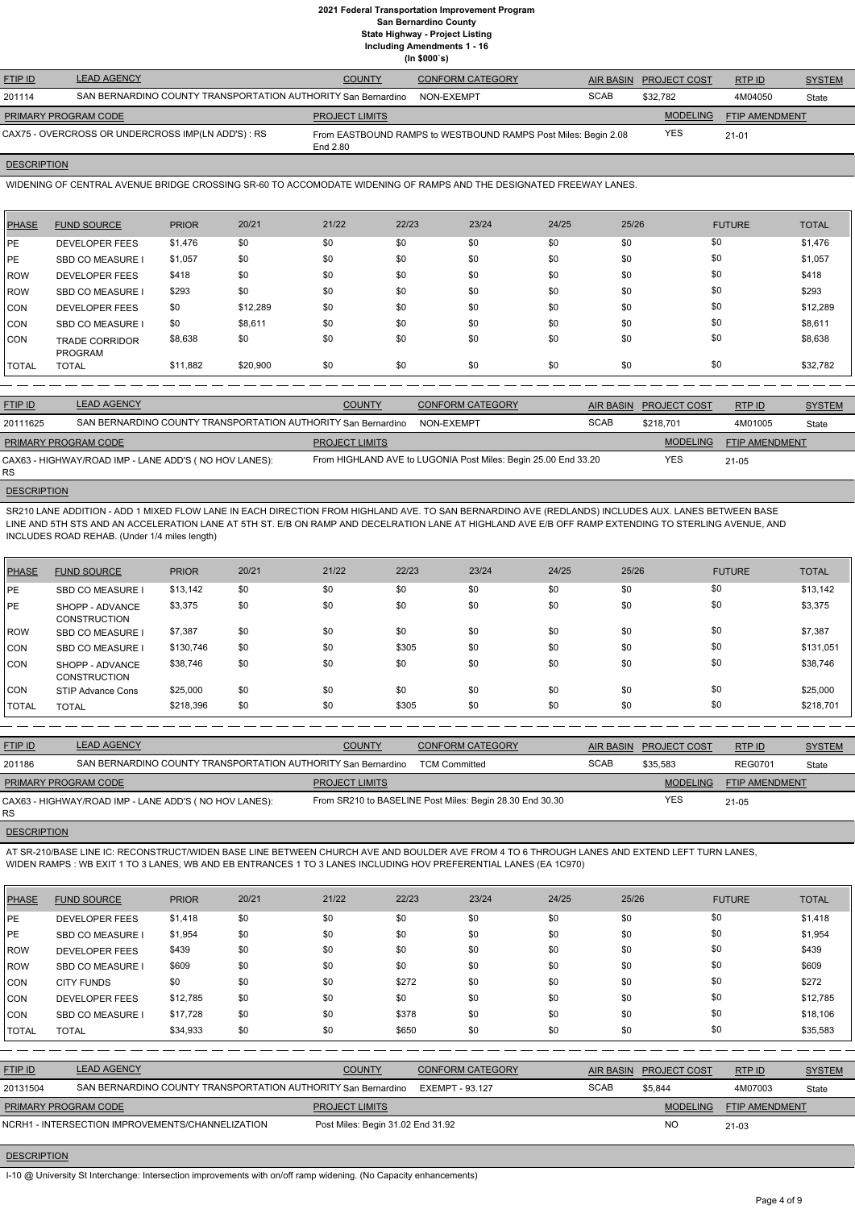# 2021 Federal Transportation Improvement Program
## San Bernardino County
### State Highway - Project Listing
### Including Amendments 1 - 16
### (In $000`s)

| FTIP ID | LEAD AGENCY | COUNTY | CONFORM CATEGORY | AIR BASIN | PROJECT COST | RTP ID | SYSTEM |
|---|---|---|---|---|---|---|---|
| 201114 | SAN BERNARDINO COUNTY TRANSPORTATION AUTHORITY | San Bernardino | NON-EXEMPT | SCAB | $32,782 | 4M04050 | State |

| PRIMARY PROGRAM CODE | PROJECT LIMITS | MODELING | FTIP AMENDMENT |
|---|---|---|---|
| CAX75 - OVERCROSS OR UNDERCROSS IMP(LN ADD'S) : RS | From EASTBOUND RAMPS to WESTBOUND RAMPS Post Miles: Begin 2.08 End 2.80 | YES | 21-01 |

**DESCRIPTION**

WIDENING OF CENTRAL AVENUE BRIDGE CROSSING SR-60 TO ACCOMODATE WIDENING OF RAMPS AND THE DESIGNATED FREEWAY LANES.

| PHASE | FUND SOURCE | PRIOR | 20/21 | 21/22 | 22/23 | 23/24 | 24/25 | 25/26 | FUTURE | TOTAL |
|---|---|---|---|---|---|---|---|---|---|---|
| PE | DEVELOPER FEES | $1,476 | $0 | $0 | $0 | $0 | $0 | $0 | $0 | $1,476 |
| PE | SBD CO MEASURE I | $1,057 | $0 | $0 | $0 | $0 | $0 | $0 | $0 | $1,057 |
| ROW | DEVELOPER FEES | $418 | $0 | $0 | $0 | $0 | $0 | $0 | $0 | $418 |
| ROW | SBD CO MEASURE I | $293 | $0 | $0 | $0 | $0 | $0 | $0 | $0 | $293 |
| CON | DEVELOPER FEES | $0 | $12,289 | $0 | $0 | $0 | $0 | $0 | $0 | $12,289 |
| CON | SBD CO MEASURE I | $0 | $8,611 | $0 | $0 | $0 | $0 | $0 | $0 | $8,611 |
| CON | TRADE CORRIDOR PROGRAM | $8,638 | $0 | $0 | $0 | $0 | $0 | $0 | $0 | $8,638 |
| TOTAL | TOTAL | $11,882 | $20,900 | $0 | $0 | $0 | $0 | $0 | $0 | $32,782 |

| FTIP ID | LEAD AGENCY | COUNTY | CONFORM CATEGORY | AIR BASIN | PROJECT COST | RTP ID | SYSTEM |
|---|---|---|---|---|---|---|---|
| 20111625 | SAN BERNARDINO COUNTY TRANSPORTATION AUTHORITY | San Bernardino | NON-EXEMPT | SCAB | $218,701 | 4M01005 | State |

| PRIMARY PROGRAM CODE | PROJECT LIMITS | MODELING | FTIP AMENDMENT |
|---|---|---|---|
| CAX63 - HIGHWAY/ROAD IMP - LANE ADD'S ( NO HOV LANES): RS | From HIGHLAND AVE to LUGONIA Post Miles: Begin 25.00 End 33.20 | YES | 21-05 |

**DESCRIPTION**

SR210 LANE ADDITION - ADD 1 MIXED FLOW LANE IN EACH DIRECTION FROM HIGHLAND AVE. TO SAN BERNARDINO AVE (REDLANDS) INCLUDES AUX. LANES BETWEEN BASE LINE AND 5TH STS AND AN ACCELERATION LANE AT 5TH ST. E/B ON RAMP AND DECELRATION LANE AT HIGHLAND AVE E/B OFF RAMP EXTENDING TO STERLING AVENUE, AND INCLUDES ROAD REHAB. (Under 1/4 miles length)

| PHASE | FUND SOURCE | PRIOR | 20/21 | 21/22 | 22/23 | 23/24 | 24/25 | 25/26 | FUTURE | TOTAL |
|---|---|---|---|---|---|---|---|---|---|---|
| PE | SBD CO MEASURE I | $13,142 | $0 | $0 | $0 | $0 | $0 | $0 | $0 | $13,142 |
| PE | SHOPP - ADVANCE CONSTRUCTION | $3,375 | $0 | $0 | $0 | $0 | $0 | $0 | $0 | $3,375 |
| ROW | SBD CO MEASURE I | $7,387 | $0 | $0 | $0 | $0 | $0 | $0 | $0 | $7,387 |
| CON | SBD CO MEASURE I | $130,746 | $0 | $0 | $305 | $0 | $0 | $0 | $0 | $131,051 |
| CON | SHOPP - ADVANCE CONSTRUCTION | $38,746 | $0 | $0 | $0 | $0 | $0 | $0 | $0 | $38,746 |
| CON | STIP Advance Cons | $25,000 | $0 | $0 | $0 | $0 | $0 | $0 | $0 | $25,000 |
| TOTAL | TOTAL | $218,396 | $0 | $0 | $305 | $0 | $0 | $0 | $0 | $218,701 |

| FTIP ID | LEAD AGENCY | COUNTY | CONFORM CATEGORY | AIR BASIN | PROJECT COST | RTP ID | SYSTEM |
|---|---|---|---|---|---|---|---|
| 201186 | SAN BERNARDINO COUNTY TRANSPORTATION AUTHORITY | San Bernardino | TCM Committed | SCAB | $35,583 | REG0701 | State |

| PRIMARY PROGRAM CODE | PROJECT LIMITS | MODELING | FTIP AMENDMENT |
|---|---|---|---|
| CAX63 - HIGHWAY/ROAD IMP - LANE ADD'S ( NO HOV LANES): RS | From SR210 to BASELINE Post Miles: Begin 28.30 End 30.30 | YES | 21-05 |

**DESCRIPTION**

AT SR-210/BASE LINE IC: RECONSTRUCT/WIDEN BASE LINE BETWEEN CHURCH AVE AND BOULDER AVE FROM 4 TO 6 THROUGH LANES AND EXTEND LEFT TURN LANES, WIDEN RAMPS : WB EXIT 1 TO 3 LANES, WB AND EB ENTRANCES 1 TO 3 LANES INCLUDING HOV PREFERENTIAL LANES (EA 1C970)

| PHASE | FUND SOURCE | PRIOR | 20/21 | 21/22 | 22/23 | 23/24 | 24/25 | 25/26 | FUTURE | TOTAL |
|---|---|---|---|---|---|---|---|---|---|---|
| PE | DEVELOPER FEES | $1,418 | $0 | $0 | $0 | $0 | $0 | $0 | $0 | $1,418 |
| PE | SBD CO MEASURE I | $1,954 | $0 | $0 | $0 | $0 | $0 | $0 | $0 | $1,954 |
| ROW | DEVELOPER FEES | $439 | $0 | $0 | $0 | $0 | $0 | $0 | $0 | $439 |
| ROW | SBD CO MEASURE I | $609 | $0 | $0 | $0 | $0 | $0 | $0 | $0 | $609 |
| CON | CITY FUNDS | $0 | $0 | $0 | $272 | $0 | $0 | $0 | $0 | $272 |
| CON | DEVELOPER FEES | $12,785 | $0 | $0 | $0 | $0 | $0 | $0 | $0 | $12,785 |
| CON | SBD CO MEASURE I | $17,728 | $0 | $0 | $378 | $0 | $0 | $0 | $0 | $18,106 |
| TOTAL | TOTAL | $34,933 | $0 | $0 | $650 | $0 | $0 | $0 | $0 | $35,583 |

| FTIP ID | LEAD AGENCY | COUNTY | CONFORM CATEGORY | AIR BASIN | PROJECT COST | RTP ID | SYSTEM |
|---|---|---|---|---|---|---|---|
| 20131504 | SAN BERNARDINO COUNTY TRANSPORTATION AUTHORITY | San Bernardino | EXEMPT - 93.127 | SCAB | $5,844 | 4M07003 | State |

| PRIMARY PROGRAM CODE | PROJECT LIMITS | MODELING | FTIP AMENDMENT |
|---|---|---|---|
| NCRH1 - INTERSECTION IMPROVEMENTS/CHANNELIZATION | Post Miles: Begin 31.02 End 31.92 | NO | 21-03 |

**DESCRIPTION**

I-10 @ University St Interchange: Intersection improvements with on/off ramp widening. (No Capacity enhancements)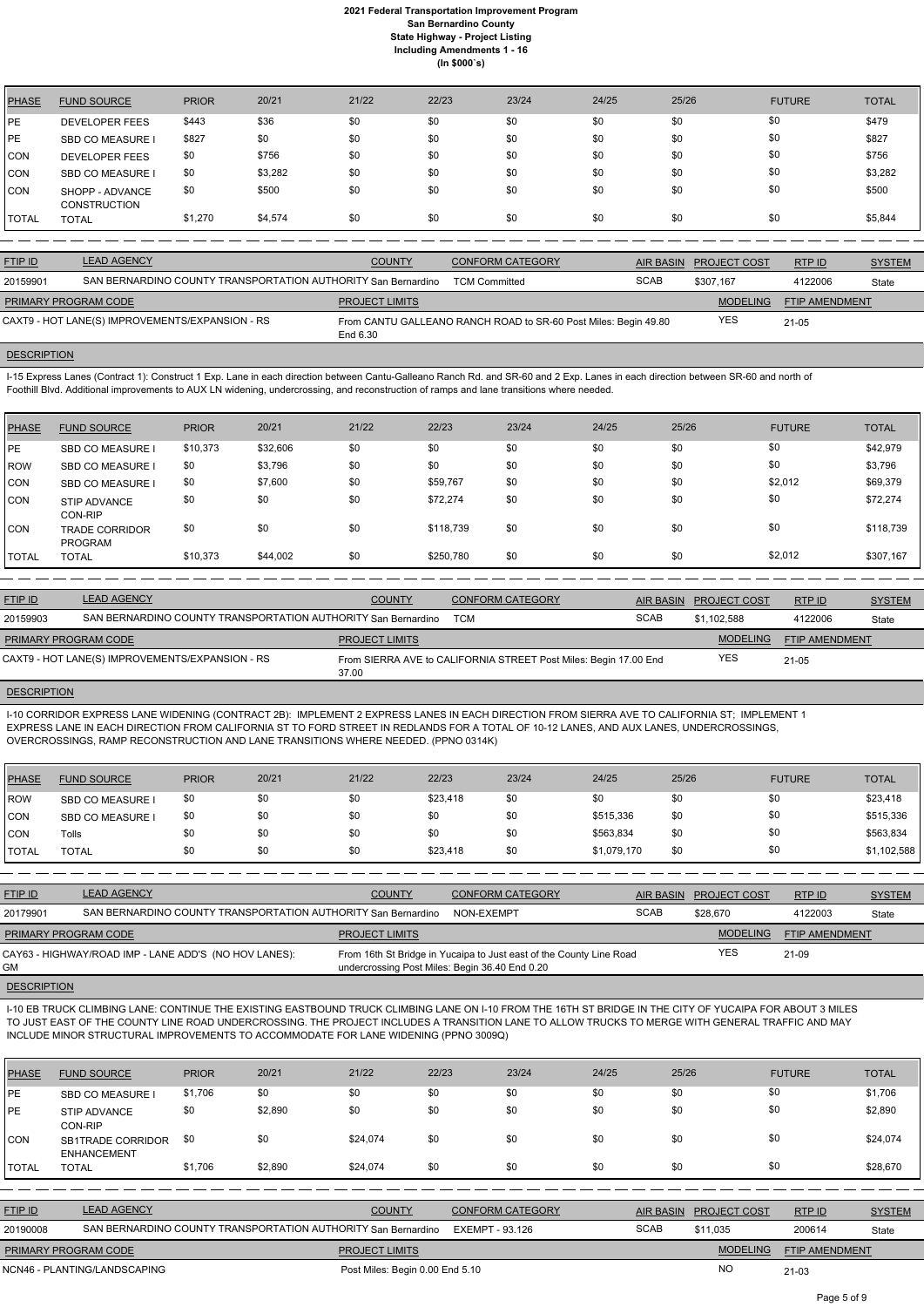# 2021 Federal Transportation Improvement Program
## San Bernardino County
## State Highway - Project Listing
## Including Amendments 1 - 16
## (In $000`s)

| PHASE | FUND SOURCE | PRIOR | 20/21 | 21/22 | 22/23 | 23/24 | 24/25 | 25/26 | FUTURE | TOTAL |
|---|---|---|---|---|---|---|---|---|---|---|
| PE | DEVELOPER FEES | $443 | $36 | $0 | $0 | $0 | $0 | $0 | $0 | $479 |
| PE | SBD CO MEASURE I | $827 | $0 | $0 | $0 | $0 | $0 | $0 | $0 | $827 |
| CON | DEVELOPER FEES | $0 | $756 | $0 | $0 | $0 | $0 | $0 | $0 | $756 |
| CON | SBD CO MEASURE I | $0 | $3,282 | $0 | $0 | $0 | $0 | $0 | $0 | $3,282 |
| CON | SHOPP - ADVANCE CONSTRUCTION | $0 | $500 | $0 | $0 | $0 | $0 | $0 | $0 | $500 |
| TOTAL | TOTAL | $1,270 | $4,574 | $0 | $0 | $0 | $0 | $0 | $0 | $5,844 |

| FTIP ID | LEAD AGENCY | COUNTY | CONFORM CATEGORY | AIR BASIN | PROJECT COST | RTP ID | SYSTEM |
|---|---|---|---|---|---|---|---|
| 20159901 | SAN BERNARDINO COUNTY TRANSPORTATION AUTHORITY | San Bernardino | TCM Committed | SCAB | $307,167 | 4122006 | State |

| PRIMARY PROGRAM CODE | PROJECT LIMITS | MODELING | FTIP AMENDMENT |
|---|---|---|---|
| CAXT9 - HOT LANE(S) IMPROVEMENTS/EXPANSION - RS | From CANTU GALLEANO RANCH ROAD to SR-60 Post Miles: Begin 49.80 End 6.30 | YES | 21-05 |

**DESCRIPTION**

I-15 Express Lanes (Contract 1): Construct 1 Exp. Lane in each direction between Cantu-Galleano Ranch Rd. and SR-60 and 2 Exp. Lanes in each direction between SR-60 and north of Foothill Blvd. Additional improvements to AUX LN widening, undercrossing, and reconstruction of ramps and lane transitions where needed.

| PHASE | FUND SOURCE | PRIOR | 20/21 | 21/22 | 22/23 | 23/24 | 24/25 | 25/26 | FUTURE | TOTAL |
|---|---|---|---|---|---|---|---|---|---|---|
| PE | SBD CO MEASURE I | $10,373 | $32,606 | $0 | $0 | $0 | $0 | $0 | $0 | $42,979 |
| ROW | SBD CO MEASURE I | $0 | $3,796 | $0 | $0 | $0 | $0 | $0 | $0 | $3,796 |
| CON | SBD CO MEASURE I | $0 | $7,600 | $0 | $59,767 | $0 | $0 | $0 | $2,012 | $69,379 |
| CON | STIP ADVANCE CON-RIP | $0 | $0 | $0 | $72,274 | $0 | $0 | $0 | $0 | $72,274 |
| CON | TRADE CORRIDOR PROGRAM | $0 | $0 | $0 | $118,739 | $0 | $0 | $0 | $0 | $118,739 |
| TOTAL | TOTAL | $10,373 | $44,002 | $0 | $250,780 | $0 | $0 | $0 | $2,012 | $307,167 |

| FTIP ID | LEAD AGENCY | COUNTY | CONFORM CATEGORY | AIR BASIN | PROJECT COST | RTP ID | SYSTEM |
|---|---|---|---|---|---|---|---|
| 20159903 | SAN BERNARDINO COUNTY TRANSPORTATION AUTHORITY | San Bernardino | TCM | SCAB | $1,102,588 | 4122006 | State |

| PRIMARY PROGRAM CODE | PROJECT LIMITS | MODELING | FTIP AMENDMENT |
|---|---|---|---|
| CAXT9 - HOT LANE(S) IMPROVEMENTS/EXPANSION - RS | From SIERRA AVE to CALIFORNIA STREET Post Miles: Begin 17.00 End 37.00 | YES | 21-05 |

**DESCRIPTION**

I-10 CORRIDOR EXPRESS LANE WIDENING (CONTRACT 2B): IMPLEMENT 2 EXPRESS LANES IN EACH DIRECTION FROM SIERRA AVE TO CALIFORNIA ST; IMPLEMENT 1 EXPRESS LANE IN EACH DIRECTION FROM CALIFORNIA ST TO FORD STREET IN REDLANDS FOR A TOTAL OF 10-12 LANES, AND AUX LANES, UNDERCROSSINGS, OVERCROSSINGS, RAMP RECONSTRUCTION AND LANE TRANSITIONS WHERE NEEDED. (PPNO 0314K)

| PHASE | FUND SOURCE | PRIOR | 20/21 | 21/22 | 22/23 | 23/24 | 24/25 | 25/26 | FUTURE | TOTAL |
|---|---|---|---|---|---|---|---|---|---|---|
| ROW | SBD CO MEASURE I | $0 | $0 | $0 | $23,418 | $0 | $0 | $0 | $0 | $23,418 |
| CON | SBD CO MEASURE I | $0 | $0 | $0 | $0 | $0 | $515,336 | $0 | $0 | $515,336 |
| CON | Tolls | $0 | $0 | $0 | $0 | $0 | $563,834 | $0 | $0 | $563,834 |
| TOTAL | TOTAL | $0 | $0 | $0 | $23,418 | $0 | $1,079,170 | $0 | $0 | $1,102,588 |

| FTIP ID | LEAD AGENCY | COUNTY | CONFORM CATEGORY | AIR BASIN | PROJECT COST | RTP ID | SYSTEM |
|---|---|---|---|---|---|---|---|
| 20179901 | SAN BERNARDINO COUNTY TRANSPORTATION AUTHORITY | San Bernardino | NON-EXEMPT | SCAB | $28,670 | 4122003 | State |

| PRIMARY PROGRAM CODE | PROJECT LIMITS | MODELING | FTIP AMENDMENT |
|---|---|---|---|
| CAY63 - HIGHWAY/ROAD IMP - LANE ADD'S (NO HOV LANES): GM | From 16th St Bridge in Yucaipa to Just east of the County Line Road undercrossing Post Miles: Begin 36.40 End 0.20 | YES | 21-09 |

**DESCRIPTION**

I-10 EB TRUCK CLIMBING LANE: CONTINUE THE EXISTING EASTBOUND TRUCK CLIMBING LANE ON I-10 FROM THE 16TH ST BRIDGE IN THE CITY OF YUCAIPA FOR ABOUT 3 MILES TO JUST EAST OF THE COUNTY LINE ROAD UNDERCROSSING. THE PROJECT INCLUDES A TRANSITION LANE TO ALLOW TRUCKS TO MERGE WITH GENERAL TRAFFIC AND MAY INCLUDE MINOR STRUCTURAL IMPROVEMENTS TO ACCOMMODATE FOR LANE WIDENING (PPNO 3009Q)

| PHASE | FUND SOURCE | PRIOR | 20/21 | 21/22 | 22/23 | 23/24 | 24/25 | 25/26 | FUTURE | TOTAL |
|---|---|---|---|---|---|---|---|---|---|---|
| PE | SBD CO MEASURE I | $1,706 | $0 | $0 | $0 | $0 | $0 | $0 | $0 | $1,706 |
| PE | STIP ADVANCE CON-RIP | $0 | $2,890 | $0 | $0 | $0 | $0 | $0 | $0 | $2,890 |
| CON | SB1TRADE CORRIDOR ENHANCEMENT | $0 | $0 | $24,074 | $0 | $0 | $0 | $0 | $0 | $24,074 |
| TOTAL | TOTAL | $1,706 | $2,890 | $24,074 | $0 | $0 | $0 | $0 | $0 | $28,670 |

| FTIP ID | LEAD AGENCY | COUNTY | CONFORM CATEGORY | AIR BASIN | PROJECT COST | RTP ID | SYSTEM |
|---|---|---|---|---|---|---|---|
| 20190008 | SAN BERNARDINO COUNTY TRANSPORTATION AUTHORITY | San Bernardino | EXEMPT - 93.126 | SCAB | $11,035 | 200614 | State |

| PRIMARY PROGRAM CODE | PROJECT LIMITS | MODELING | FTIP AMENDMENT |
|---|---|---|---|
| NCN46 - PLANTING/LANDSCAPING | Post Miles: Begin 0.00 End 5.10 | NO | 21-03 |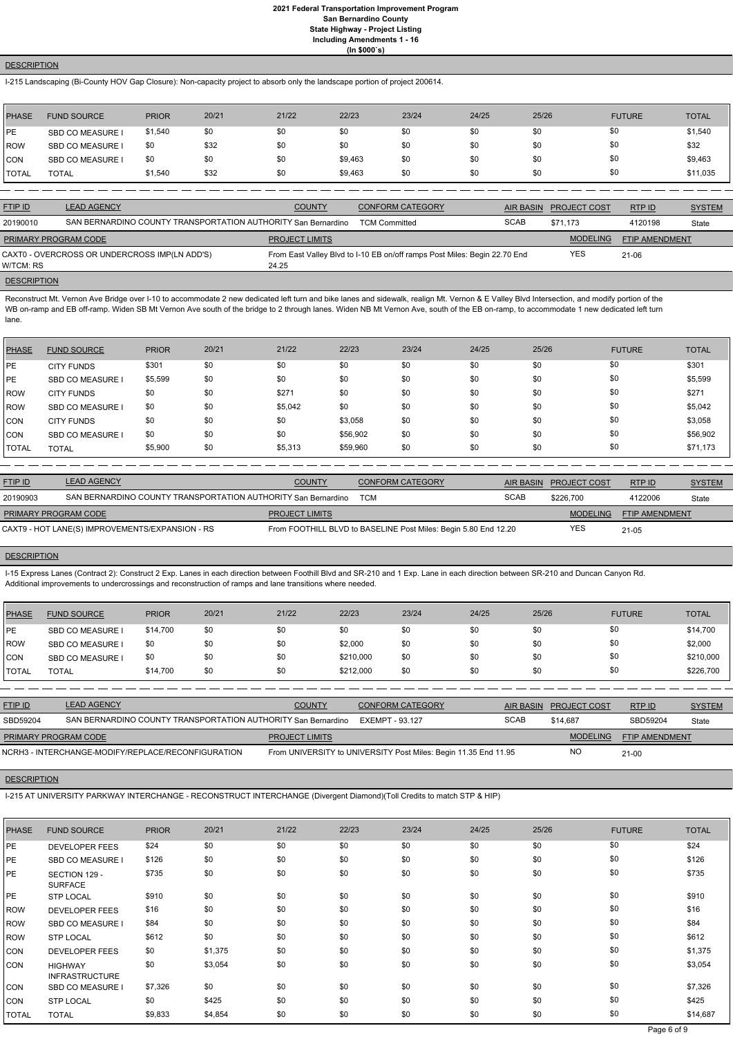# 2021 Federal Transportation Improvement Program
## San Bernardino County
### State Highway - Project Listing
### Including Amendments 1 - 16
### (In $000`s)

**DESCRIPTION**

I-215 Landscaping (Bi-County HOV Gap Closure): Non-capacity project to absorb only the landscape portion of project 200614.

| PHASE | FUND SOURCE | PRIOR | 20/21 | 21/22 | 22/23 | 23/24 | 24/25 | 25/26 | FUTURE | TOTAL |
|---|---|---|---|---|---|---|---|---|---|---|
| PE | SBD CO MEASURE I | $1,540 | $0 | $0 | $0 | $0 | $0 | $0 | $0 | $1,540 |
| ROW | SBD CO MEASURE I | $0 | $32 | $0 | $0 | $0 | $0 | $0 | $0 | $32 |
| CON | SBD CO MEASURE I | $0 | $0 | $0 | $9,463 | $0 | $0 | $0 | $0 | $9,463 |
| TOTAL | TOTAL | $1,540 | $32 | $0 | $9,463 | $0 | $0 | $0 | $0 | $11,035 |

| FTIP ID | LEAD AGENCY | COUNTY | CONFORM CATEGORY | AIR BASIN | PROJECT COST | RTP ID | SYSTEM |
|---|---|---|---|---|---|---|---|
| 20190010 | SAN BERNARDINO COUNTY TRANSPORTATION AUTHORITY | San Bernardino | TCM Committed | SCAB | $71,173 | 4120198 | State |

| PRIMARY PROGRAM CODE | PROJECT LIMITS | MODELING | FTIP AMENDMENT |
|---|---|---|---|
| CAXT0 - OVERCROSS OR UNDERCROSS IMP(LN ADD'S) W/TCM: RS | From East Valley Blvd to I-10 EB on/off ramps Post Miles: Begin 22.70 End 24.25 | YES | 21-06 |

**DESCRIPTION**

Reconstruct Mt. Vernon Ave Bridge over I-10 to accommodate 2 new dedicated left turn and bike lanes and sidewalk, realign Mt. Vernon & E Valley Blvd Intersection, and modify portion of the WB on-ramp and EB off-ramp. Widen SB Mt Vernon Ave south of the bridge to 2 through lanes. Widen NB Mt Vernon Ave, south of the EB on-ramp, to accommodate 1 new dedicated left turn lane.

| PHASE | FUND SOURCE | PRIOR | 20/21 | 21/22 | 22/23 | 23/24 | 24/25 | 25/26 | FUTURE | TOTAL |
|---|---|---|---|---|---|---|---|---|---|---|
| PE | CITY FUNDS | $301 | $0 | $0 | $0 | $0 | $0 | $0 | $0 | $301 |
| PE | SBD CO MEASURE I | $5,599 | $0 | $0 | $0 | $0 | $0 | $0 | $0 | $5,599 |
| ROW | CITY FUNDS | $0 | $0 | $271 | $0 | $0 | $0 | $0 | $0 | $271 |
| ROW | SBD CO MEASURE I | $0 | $0 | $5,042 | $0 | $0 | $0 | $0 | $0 | $5,042 |
| CON | CITY FUNDS | $0 | $0 | $0 | $3,058 | $0 | $0 | $0 | $0 | $3,058 |
| CON | SBD CO MEASURE I | $0 | $0 | $0 | $56,902 | $0 | $0 | $0 | $0 | $56,902 |
| TOTAL | TOTAL | $5,900 | $0 | $5,313 | $59,960 | $0 | $0 | $0 | $0 | $71,173 |

| FTIP ID | LEAD AGENCY | COUNTY | CONFORM CATEGORY | AIR BASIN | PROJECT COST | RTP ID | SYSTEM |
|---|---|---|---|---|---|---|---|
| 20190903 | SAN BERNARDINO COUNTY TRANSPORTATION AUTHORITY | San Bernardino | TCM | SCAB | $226,700 | 4122006 | State |

| PRIMARY PROGRAM CODE | PROJECT LIMITS | MODELING | FTIP AMENDMENT |
|---|---|---|---|
| CAXT9 - HOT LANE(S) IMPROVEMENTS/EXPANSION - RS | From FOOTHILL BLVD to BASELINE Post Miles: Begin 5.80 End 12.20 | YES | 21-05 |

**DESCRIPTION**

I-15 Express Lanes (Contract 2): Construct 2 Exp. Lanes in each direction between Foothill Blvd and SR-210 and 1 Exp. Lane in each direction between SR-210 and Duncan Canyon Rd. Additional improvements to undercrossings and reconstruction of ramps and lane transitions where needed.

| PHASE | FUND SOURCE | PRIOR | 20/21 | 21/22 | 22/23 | 23/24 | 24/25 | 25/26 | FUTURE | TOTAL |
|---|---|---|---|---|---|---|---|---|---|---|
| PE | SBD CO MEASURE I | $14,700 | $0 | $0 | $0 | $0 | $0 | $0 | $0 | $14,700 |
| ROW | SBD CO MEASURE I | $0 | $0 | $0 | $2,000 | $0 | $0 | $0 | $0 | $2,000 |
| CON | SBD CO MEASURE I | $0 | $0 | $0 | $210,000 | $0 | $0 | $0 | $0 | $210,000 |
| TOTAL | TOTAL | $14,700 | $0 | $0 | $212,000 | $0 | $0 | $0 | $0 | $226,700 |

| FTIP ID | LEAD AGENCY | COUNTY | CONFORM CATEGORY | AIR BASIN | PROJECT COST | RTP ID | SYSTEM |
|---|---|---|---|---|---|---|---|
| SBD59204 | SAN BERNARDINO COUNTY TRANSPORTATION AUTHORITY | San Bernardino | EXEMPT - 93.127 | SCAB | $14,687 | SBD59204 | State |

| PRIMARY PROGRAM CODE | PROJECT LIMITS | MODELING | FTIP AMENDMENT |
|---|---|---|---|
| NCRH3 - INTERCHANGE-MODIFY/REPLACE/RECONFIGURATION | From UNIVERSITY to UNIVERSITY Post Miles: Begin 11.35 End 11.95 | NO | 21-00 |

**DESCRIPTION**

I-215 AT UNIVERSITY PARKWAY INTERCHANGE - RECONSTRUCT INTERCHANGE (Divergent Diamond)(Toll Credits to match STP & HIP)

| PHASE | FUND SOURCE | PRIOR | 20/21 | 21/22 | 22/23 | 23/24 | 24/25 | 25/26 | FUTURE | TOTAL |
|---|---|---|---|---|---|---|---|---|---|---|
| PE | DEVELOPER FEES | $24 | $0 | $0 | $0 | $0 | $0 | $0 | $0 | $24 |
| PE | SBD CO MEASURE I | $126 | $0 | $0 | $0 | $0 | $0 | $0 | $0 | $126 |
| PE | SECTION 129 - SURFACE | $735 | $0 | $0 | $0 | $0 | $0 | $0 | $0 | $735 |
| PE | STP LOCAL | $910 | $0 | $0 | $0 | $0 | $0 | $0 | $0 | $910 |
| ROW | DEVELOPER FEES | $16 | $0 | $0 | $0 | $0 | $0 | $0 | $0 | $16 |
| ROW | SBD CO MEASURE I | $84 | $0 | $0 | $0 | $0 | $0 | $0 | $0 | $84 |
| ROW | STP LOCAL | $612 | $0 | $0 | $0 | $0 | $0 | $0 | $0 | $612 |
| CON | DEVELOPER FEES | $0 | $1,375 | $0 | $0 | $0 | $0 | $0 | $0 | $1,375 |
| CON | HIGHWAY INFRASTRUCTURE | $0 | $3,054 | $0 | $0 | $0 | $0 | $0 | $0 | $3,054 |
| CON | SBD CO MEASURE I | $7,326 | $0 | $0 | $0 | $0 | $0 | $0 | $0 | $7,326 |
| CON | STP LOCAL | $0 | $425 | $0 | $0 | $0 | $0 | $0 | $0 | $425 |
| TOTAL | TOTAL | $9,833 | $4,854 | $0 | $0 | $0 | $0 | $0 | $0 | $14,687 |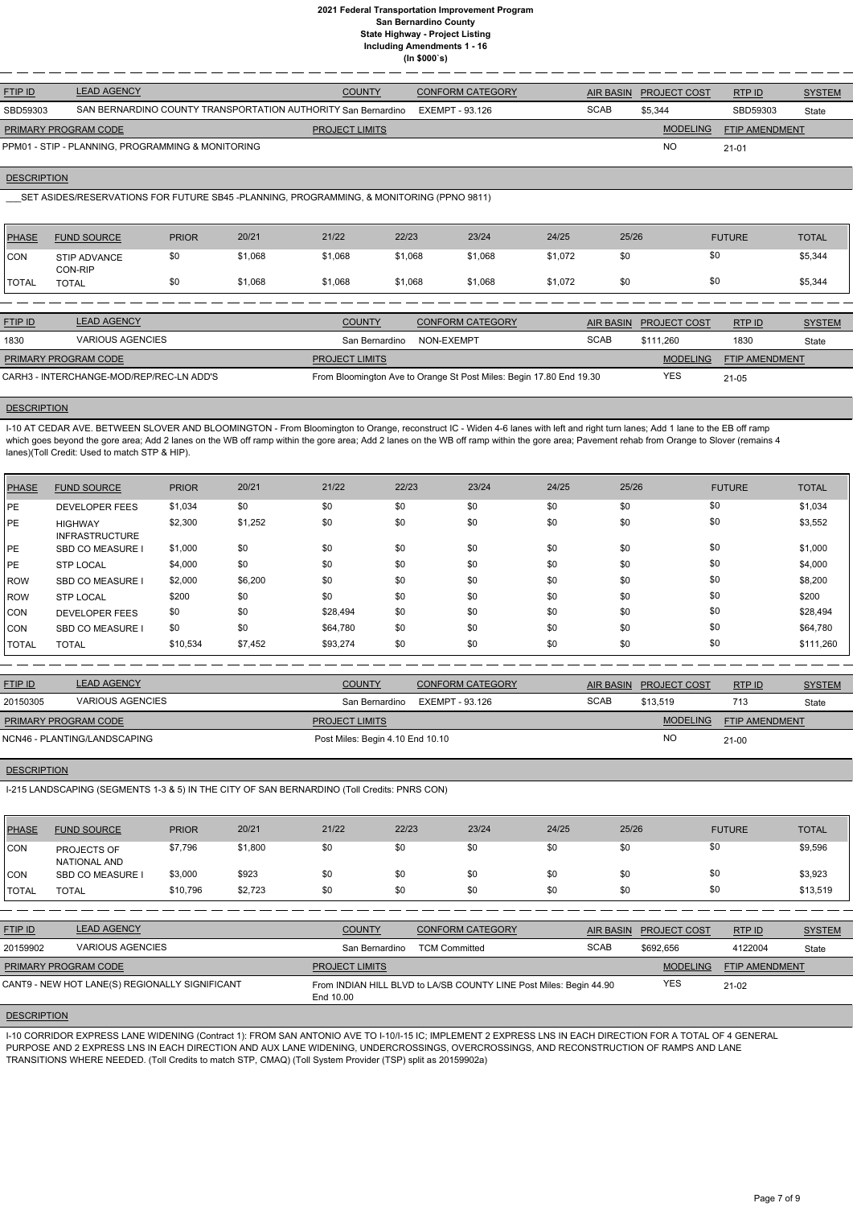# 2021 Federal Transportation Improvement Program
## San Bernardino County
### State Highway - Project Listing
### Including Amendments 1 - 16
### (In $000`s)

| FTIP ID | LEAD AGENCY | COUNTY | CONFORM CATEGORY | AIR BASIN | PROJECT COST | RTP ID | SYSTEM |
|---|---|---|---|---|---|---|---|
| SBD59303 | SAN BERNARDINO COUNTY TRANSPORTATION AUTHORITY | San Bernardino | EXEMPT - 93.126 | SCAB | $5,344 | SBD59303 | State |

| PRIMARY PROGRAM CODE | PROJECT LIMITS | MODELING | FTIP AMENDMENT |
|---|---|---|---|
| PPM01 - STIP - PLANNING, PROGRAMMING & MONITORING | | NO | 21-01 |

**DESCRIPTION**

___SET ASIDES/RESERVATIONS FOR FUTURE SB45 -PLANNING, PROGRAMMING, & MONITORING (PPNO 9811)

| PHASE | FUND SOURCE | PRIOR | 20/21 | 21/22 | 22/23 | 23/24 | 24/25 | 25/26 | FUTURE | TOTAL |
|---|---|---|---|---|---|---|---|---|---|---|
| CON | STIP ADVANCE CON-RIP | $0 | $1,068 | $1,068 | $1,068 | $1,068 | $1,072 | $0 | $0 | $5,344 |
| TOTAL | TOTAL | $0 | $1,068 | $1,068 | $1,068 | $1,068 | $1,072 | $0 | $0 | $5,344 |

| FTIP ID | LEAD AGENCY | COUNTY | CONFORM CATEGORY | AIR BASIN | PROJECT COST | RTP ID | SYSTEM |
|---|---|---|---|---|---|---|---|
| 1830 | VARIOUS AGENCIES | San Bernardino | NON-EXEMPT | SCAB | $111,260 | 1830 | State |

| PRIMARY PROGRAM CODE | PROJECT LIMITS | MODELING | FTIP AMENDMENT |
|---|---|---|---|
| CARH3 - INTERCHANGE-MOD/REP/REC-LN ADD'S | From Bloomington Ave to Orange St Post Miles: Begin 17.80 End 19.30 | YES | 21-05 |

**DESCRIPTION**

I-10 AT CEDAR AVE. BETWEEN SLOVER AND BLOOMINGTON - From Bloomington to Orange, reconstruct IC - Widen 4-6 lanes with left and right turn lanes; Add 1 lane to the EB off ramp which goes beyond the gore area; Add 2 lanes on the WB off ramp within the gore area; Add 2 lanes on the WB off ramp within the gore area; Pavement rehab from Orange to Slover (remains 4 lanes)(Toll Credit: Used to match STP & HIP).

| PHASE | FUND SOURCE | PRIOR | 20/21 | 21/22 | 22/23 | 23/24 | 24/25 | 25/26 | FUTURE | TOTAL |
|---|---|---|---|---|---|---|---|---|---|---|
| PE | DEVELOPER FEES | $1,034 | $0 | $0 | $0 | $0 | $0 | $0 | $0 | $1,034 |
| PE | HIGHWAY INFRASTRUCTURE | $2,300 | $1,252 | $0 | $0 | $0 | $0 | $0 | $0 | $3,552 |
| PE | SBD CO MEASURE I | $1,000 | $0 | $0 | $0 | $0 | $0 | $0 | $0 | $1,000 |
| PE | STP LOCAL | $4,000 | $0 | $0 | $0 | $0 | $0 | $0 | $0 | $4,000 |
| ROW | SBD CO MEASURE I | $2,000 | $6,200 | $0 | $0 | $0 | $0 | $0 | $0 | $8,200 |
| ROW | STP LOCAL | $200 | $0 | $0 | $0 | $0 | $0 | $0 | $0 | $200 |
| CON | DEVELOPER FEES | $0 | $0 | $28,494 | $0 | $0 | $0 | $0 | $0 | $28,494 |
| CON | SBD CO MEASURE I | $0 | $0 | $64,780 | $0 | $0 | $0 | $0 | $0 | $64,780 |
| TOTAL | TOTAL | $10,534 | $7,452 | $93,274 | $0 | $0 | $0 | $0 | $0 | $111,260 |

| FTIP ID | LEAD AGENCY | COUNTY | CONFORM CATEGORY | AIR BASIN | PROJECT COST | RTP ID | SYSTEM |
|---|---|---|---|---|---|---|---|
| 20150305 | VARIOUS AGENCIES | San Bernardino | EXEMPT - 93.126 | SCAB | $13,519 | 713 | State |

| PRIMARY PROGRAM CODE | PROJECT LIMITS | MODELING | FTIP AMENDMENT |
|---|---|---|---|
| NCN46 - PLANTING/LANDSCAPING | Post Miles: Begin 4.10 End 10.10 | NO | 21-00 |

**DESCRIPTION**

I-215 LANDSCAPING (SEGMENTS 1-3 & 5) IN THE CITY OF SAN BERNARDINO (Toll Credits: PNRS CON)

| PHASE | FUND SOURCE | PRIOR | 20/21 | 21/22 | 22/23 | 23/24 | 24/25 | 25/26 | FUTURE | TOTAL |
|---|---|---|---|---|---|---|---|---|---|---|
| CON | PROJECTS OF NATIONAL AND | $7,796 | $1,800 | $0 | $0 | $0 | $0 | $0 | $0 | $9,596 |
| CON | SBD CO MEASURE I | $3,000 | $923 | $0 | $0 | $0 | $0 | $0 | $0 | $3,923 |
| TOTAL | TOTAL | $10,796 | $2,723 | $0 | $0 | $0 | $0 | $0 | $0 | $13,519 |

| FTIP ID | LEAD AGENCY | COUNTY | CONFORM CATEGORY | AIR BASIN | PROJECT COST | RTP ID | SYSTEM |
|---|---|---|---|---|---|---|---|
| 20159902 | VARIOUS AGENCIES | San Bernardino | TCM Committed | SCAB | $692,656 | 4122004 | State |

| PRIMARY PROGRAM CODE | PROJECT LIMITS | MODELING | FTIP AMENDMENT |
|---|---|---|---|
| CANT9 - NEW HOT LANE(S) REGIONALLY SIGNIFICANT | From INDIAN HILL BLVD to LA/SB COUNTY LINE Post Miles: Begin 44.90 End 10.00 | YES | 21-02 |

**DESCRIPTION**

I-10 CORRIDOR EXPRESS LANE WIDENING (Contract 1): FROM SAN ANTONIO AVE TO I-10/I-15 IC; IMPLEMENT 2 EXPRESS LNS IN EACH DIRECTION FOR A TOTAL OF 4 GENERAL PURPOSE AND 2 EXPRESS LNS IN EACH DIRECTION AND AUX LANE WIDENING, UNDERCROSSINGS, OVERCROSSINGS, AND RECONSTRUCTION OF RAMPS AND LANE TRANSITIONS WHERE NEEDED. (Toll Credits to match STP, CMAQ) (Toll System Provider (TSP) split as 20159902a)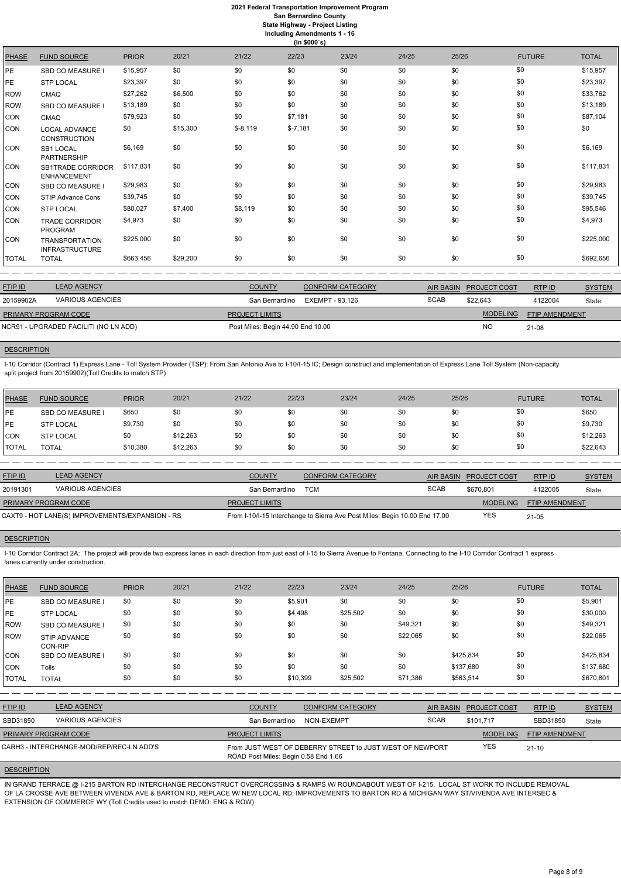# 2021 Federal Transportation Improvement Program
## San Bernardino County
### State Highway - Project Listing
### Including Amendments 1 - 16
### (In $000`s)

| PHASE | FUND SOURCE | PRIOR | 20/21 | 21/22 | 22/23 | 23/24 | 24/25 | 25/26 | FUTURE | TOTAL |
|---|---|---|---|---|---|---|---|---|---|---|
| PE | SBD CO MEASURE I | $15,957 | $0 | $0 | $0 | $0 | $0 | $0 | $0 | $15,957 |
| PE | STP LOCAL | $23,397 | $0 | $0 | $0 | $0 | $0 | $0 | $0 | $23,397 |
| ROW | CMAQ | $27,262 | $6,500 | $0 | $0 | $0 | $0 | $0 | $0 | $33,762 |
| ROW | SBD CO MEASURE I | $13,189 | $0 | $0 | $0 | $0 | $0 | $0 | $0 | $13,189 |
| CON | CMAQ | $79,923 | $0 | $0 | $7,181 | $0 | $0 | $0 | $0 | $87,104 |
| CON | LOCAL ADVANCE CONSTRUCTION | $0 | $15,300 | $-8,119 | $-7,181 | $0 | $0 | $0 | $0 | $0 |
| CON | SB1 LOCAL PARTNERSHIP | $6,169 | $0 | $0 | $0 | $0 | $0 | $0 | $0 | $6,169 |
| CON | SB1TRADE CORRIDOR ENHANCEMENT | $117,831 | $0 | $0 | $0 | $0 | $0 | $0 | $0 | $117,831 |
| CON | SBD CO MEASURE I | $29,983 | $0 | $0 | $0 | $0 | $0 | $0 | $0 | $29,983 |
| CON | STIP Advance Cons | $39,745 | $0 | $0 | $0 | $0 | $0 | $0 | $0 | $39,745 |
| CON | STP LOCAL | $80,027 | $7,400 | $8,119 | $0 | $0 | $0 | $0 | $0 | $95,546 |
| CON | TRADE CORRIDOR PROGRAM | $4,973 | $0 | $0 | $0 | $0 | $0 | $0 | $0 | $4,973 |
| CON | TRANSPORTATION INFRASTRUCTURE | $225,000 | $0 | $0 | $0 | $0 | $0 | $0 | $0 | $225,000 |
| TOTAL | TOTAL | $663,456 | $29,200 | $0 | $0 | $0 | $0 | $0 | $0 | $692,656 |

| FTIP ID | LEAD AGENCY | COUNTY | CONFORM CATEGORY | AIR BASIN | PROJECT COST | RTP ID | SYSTEM |
|---|---|---|---|---|---|---|---|
| 20159902A | VARIOUS AGENCIES | San Bernardino | EXEMPT - 93.126 | SCAB | $22,643 | 4122004 | State |

| PRIMARY PROGRAM CODE | PROJECT LIMITS | MODELING | FTIP AMENDMENT |
|---|---|---|---|
| NCR91 - UPGRADED FACILITI (NO LN ADD) | Post Miles: Begin 44.90 End 10.00 | NO | 21-08 |

**DESCRIPTION**

I-10 Corridor (Contract 1) Express Lane - Toll System Provider (TSP): From San Antonio Ave to I-10/I-15 IC; Design construct and implementation of Express Lane Toll System (Non-capacity split project from 20159902)(Toll Credits to match STP)

| PHASE | FUND SOURCE | PRIOR | 20/21 | 21/22 | 22/23 | 23/24 | 24/25 | 25/26 | FUTURE | TOTAL |
|---|---|---|---|---|---|---|---|---|---|---|
| PE | SBD CO MEASURE I | $650 | $0 | $0 | $0 | $0 | $0 | $0 | $0 | $650 |
| PE | STP LOCAL | $9,730 | $0 | $0 | $0 | $0 | $0 | $0 | $0 | $9,730 |
| CON | STP LOCAL | $0 | $12,263 | $0 | $0 | $0 | $0 | $0 | $0 | $12,263 |
| TOTAL | TOTAL | $10,380 | $12,263 | $0 | $0 | $0 | $0 | $0 | $0 | $22,643 |

| FTIP ID | LEAD AGENCY | COUNTY | CONFORM CATEGORY | AIR BASIN | PROJECT COST | RTP ID | SYSTEM |
|---|---|---|---|---|---|---|---|
| 20191301 | VARIOUS AGENCIES | San Bernardino | TCM | SCAB | $670,801 | 4122005 | State |

| PRIMARY PROGRAM CODE | PROJECT LIMITS | MODELING | FTIP AMENDMENT |
|---|---|---|---|
| CAXT9 - HOT LANE(S) IMPROVEMENTS/EXPANSION - RS | From I-10/I-15 Interchange to Sierra Ave Post Miles: Begin 10.00 End 17.00 | YES | 21-05 |

**DESCRIPTION**

I-10 Corridor Contract 2A: The project will provide two express lanes in each direction from just east of I-15 to Sierra Avenue to Fontana, Connecting to the I-10 Corridor Contract 1 express lanes currently under construction.

| PHASE | FUND SOURCE | PRIOR | 20/21 | 21/22 | 22/23 | 23/24 | 24/25 | 25/26 | FUTURE | TOTAL |
|---|---|---|---|---|---|---|---|---|---|---|
| PE | SBD CO MEASURE I | $0 | $0 | $0 | $5,901 | $0 | $0 | $0 | $0 | $5,901 |
| PE | STP LOCAL | $0 | $0 | $0 | $4,498 | $25,502 | $0 | $0 | $0 | $30,000 |
| ROW | SBD CO MEASURE I | $0 | $0 | $0 | $0 | $0 | $49,321 | $0 | $0 | $49,321 |
| ROW | STIP ADVANCE CON-RIP | $0 | $0 | $0 | $0 | $0 | $22,065 | $0 | $0 | $22,065 |
| CON | SBD CO MEASURE I | $0 | $0 | $0 | $0 | $0 | $0 | $425,834 | $0 | $425,834 |
| CON | Tolls | $0 | $0 | $0 | $0 | $0 | $0 | $137,680 | $0 | $137,680 |
| TOTAL | TOTAL | $0 | $0 | $0 | $10,399 | $25,502 | $71,386 | $563,514 | $0 | $670,801 |

| FTIP ID | LEAD AGENCY | COUNTY | CONFORM CATEGORY | AIR BASIN | PROJECT COST | RTP ID | SYSTEM |
|---|---|---|---|---|---|---|---|
| SBD31850 | VARIOUS AGENCIES | San Bernardino | NON-EXEMPT | SCAB | $101,717 | SBD31850 | State |

| PRIMARY PROGRAM CODE | PROJECT LIMITS | MODELING | FTIP AMENDMENT |
|---|---|---|---|
| CARH3 - INTERCHANGE-MOD/REP/REC-LN ADD'S | From JUST WEST OF DEBERRY STREET to JUST WEST OF NEWPORT ROAD Post Miles: Begin 0.58 End 1.66 | YES | 21-10 |

**DESCRIPTION**

IN GRAND TERRACE @ I-215 BARTON RD INTERCHANGE RECONSTRUCT OVERCROSSING & RAMPS W/ ROUNDABOUT WEST OF I-215. LOCAL ST WORK TO INCLUDE REMOVAL OF LA CROSSE AVE BETWEEN VIVENDA AVE & BARTON RD, REPLACE W/ NEW LOCAL RD; IMPROVEMENTS TO BARTON RD & MICHIGAN WAY ST/VIVENDA AVE INTERSEC & EXTENSION OF COMMERCE WY (Toll Credits used to match DEMO: ENG & ROW)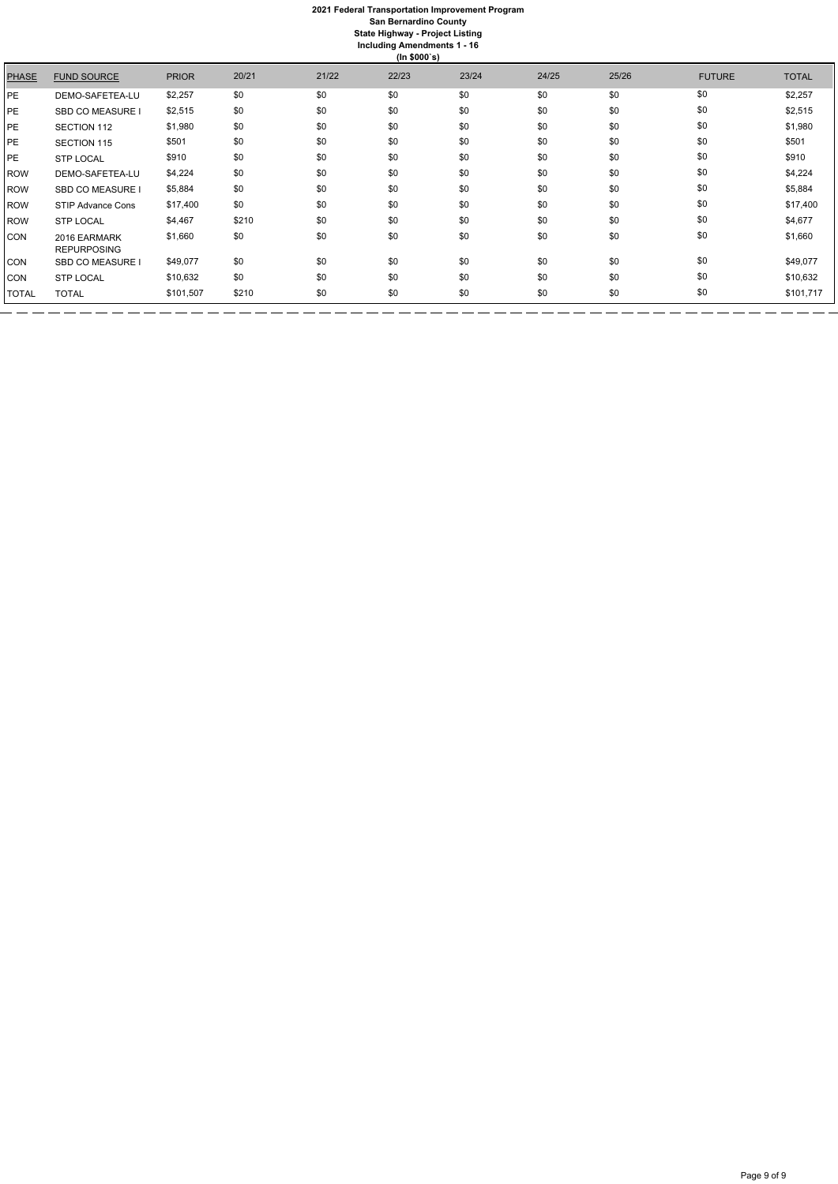**2021 Federal Transportation Improvement Program**
**San Bernardino County**
**State Highway - Project Listing**
**Including Amendments 1 - 16**
**(In $000`s)**

| PHASE | FUND SOURCE | PRIOR | 20/21 | 21/22 | 22/23 | 23/24 | 24/25 | 25/26 | FUTURE | TOTAL |
|---|---|---|---|---|---|---|---|---|---|---|
| PE | DEMO-SAFETEA-LU | $2,257 | $0 | $0 | $0 | $0 | $0 | $0 | $0 | $2,257 |
| PE | SBD CO MEASURE I | $2,515 | $0 | $0 | $0 | $0 | $0 | $0 | $0 | $2,515 |
| PE | SECTION 112 | $1,980 | $0 | $0 | $0 | $0 | $0 | $0 | $0 | $1,980 |
| PE | SECTION 115 | $501 | $0 | $0 | $0 | $0 | $0 | $0 | $0 | $501 |
| PE | STP LOCAL | $910 | $0 | $0 | $0 | $0 | $0 | $0 | $0 | $910 |
| ROW | DEMO-SAFETEA-LU | $4,224 | $0 | $0 | $0 | $0 | $0 | $0 | $0 | $4,224 |
| ROW | SBD CO MEASURE I | $5,884 | $0 | $0 | $0 | $0 | $0 | $0 | $0 | $5,884 |
| ROW | STIP Advance Cons | $17,400 | $0 | $0 | $0 | $0 | $0 | $0 | $0 | $17,400 |
| ROW | STP LOCAL | $4,467 | $210 | $0 | $0 | $0 | $0 | $0 | $0 | $4,677 |
| CON | 2016 EARMARK REPURPOSING | $1,660 | $0 | $0 | $0 | $0 | $0 | $0 | $0 | $1,660 |
| CON | SBD CO MEASURE I | $49,077 | $0 | $0 | $0 | $0 | $0 | $0 | $0 | $49,077 |
| CON | STP LOCAL | $10,632 | $0 | $0 | $0 | $0 | $0 | $0 | $0 | $10,632 |
| TOTAL | TOTAL | $101,507 | $210 | $0 | $0 | $0 | $0 | $0 | $0 | $101,717 |